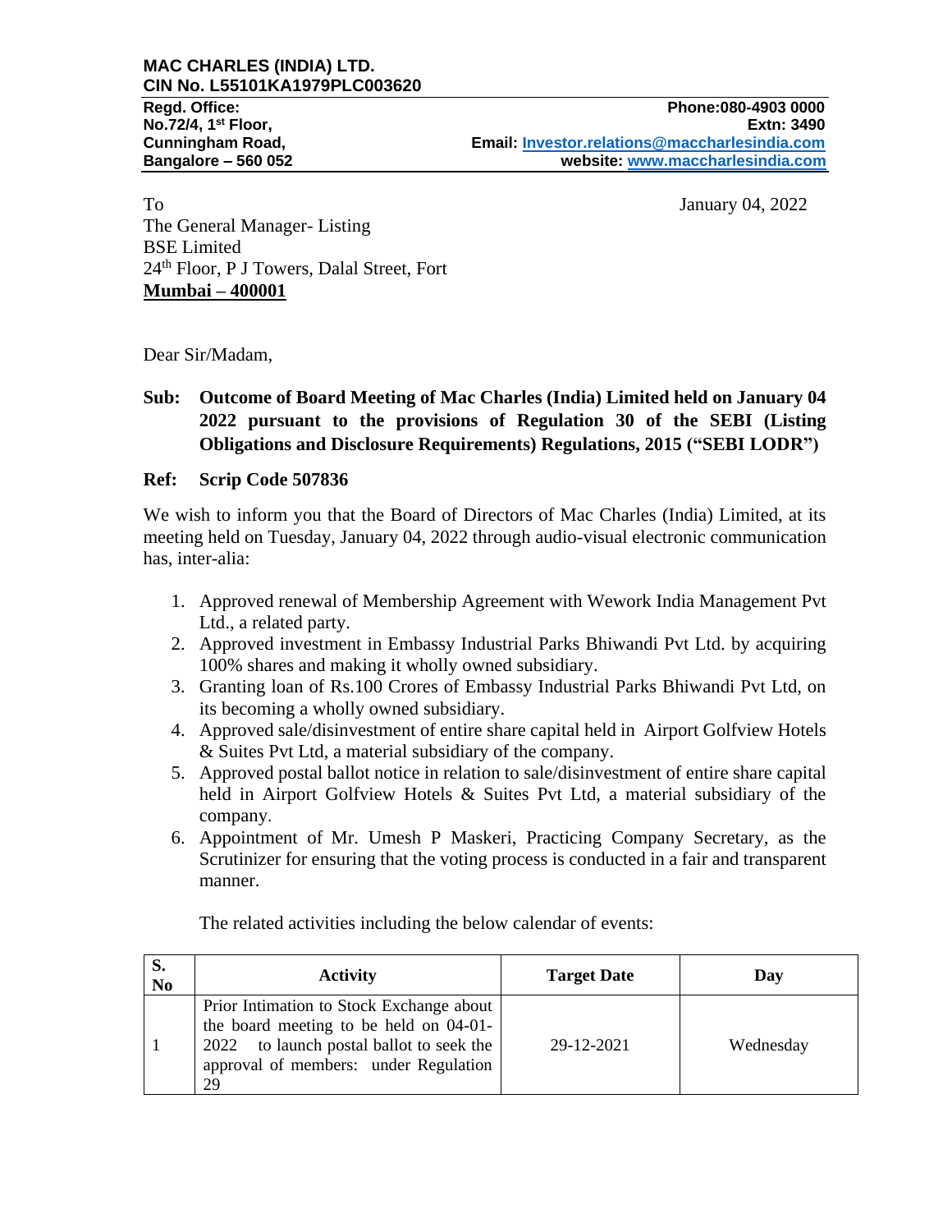**MAC CHARLES (INDIA) LTD.**
**CIN No. L55101KA1979PLC003620**

**Regd. Office:**
**No.72/4, 1st Floor,**
**Cunningham Road,**
**Bangalore – 560 052**

**Phone:080-4903 0000**
**Extn: 3490**
**Email: Investor.relations@maccharlesindia.com**
**website: www.maccharlesindia.com**

To

The General Manager- Listing
BSE Limited
24th Floor, P J Towers, Dalal Street, Fort
**Mumbai – 400001**

January 04, 2022

Dear Sir/Madam,

**Sub: Outcome of Board Meeting of Mac Charles (India) Limited held on January 04 2022 pursuant to the provisions of Regulation 30 of the SEBI (Listing Obligations and Disclosure Requirements) Regulations, 2015 ("SEBI LODR")**

**Ref: Scrip Code 507836**

We wish to inform you that the Board of Directors of Mac Charles (India) Limited, at its meeting held on Tuesday, January 04, 2022 through audio-visual electronic communication has, inter-alia:

1. Approved renewal of Membership Agreement with Wework India Management Pvt Ltd., a related party.
2. Approved investment in Embassy Industrial Parks Bhiwandi Pvt Ltd. by acquiring 100% shares and making it wholly owned subsidiary.
3. Granting loan of Rs.100 Crores of Embassy Industrial Parks Bhiwandi Pvt Ltd, on its becoming a wholly owned subsidiary.
4. Approved sale/disinvestment of entire share capital held in Airport Golfview Hotels & Suites Pvt Ltd, a material subsidiary of the company.
5. Approved postal ballot notice in relation to sale/disinvestment of entire share capital held in Airport Golfview Hotels & Suites Pvt Ltd, a material subsidiary of the company.
6. Appointment of Mr. Umesh P Maskeri, Practicing Company Secretary, as the Scrutinizer for ensuring that the voting process is conducted in a fair and transparent manner.

The related activities including the below calendar of events:

| S. No | Activity | Target Date | Day |
|---|---|---|---|
| 1 | Prior Intimation to Stock Exchange about the board meeting to be held on 04-01-2022 to launch postal ballot to seek the approval of members: under Regulation 29 | 29-12-2021 | Wednesday |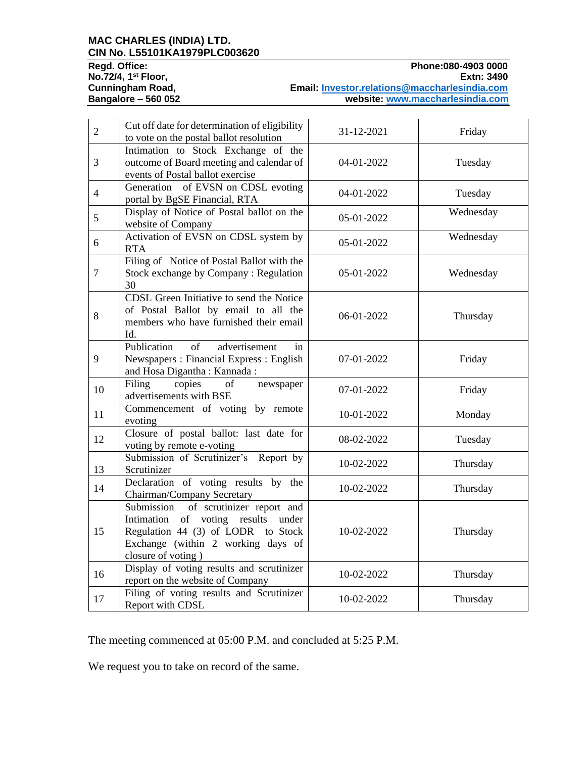**MAC CHARLES (INDIA) LTD.**
**CIN No. L55101KA1979PLC003620**

**Regd. Office:**
**No.72/4, 1st Floor,**
**Cunningham Road,**
**Bangalore – 560 052**

**Phone:080-4903 0000**
**Extn: 3490**
**Email: Investor.relations@maccharlesindia.com**
**website: www.maccharlesindia.com**

| | | | |
|---|---|---|---|
| 2 | Cut off date for determination of eligibility to vote on the postal ballot resolution | 31-12-2021 | Friday |
| 3 | Intimation to Stock Exchange of the outcome of Board meeting and calendar of events of Postal ballot exercise | 04-01-2022 | Tuesday |
| 4 | Generation of EVSN on CDSL evoting portal by BgSE Financial, RTA | 04-01-2022 | Tuesday |
| 5 | Display of Notice of Postal ballot on the website of Company | 05-01-2022 | Wednesday |
| 6 | Activation of EVSN on CDSL system by RTA | 05-01-2022 | Wednesday |
| 7 | Filing of Notice of Postal Ballot with the Stock exchange by Company : Regulation 30 | 05-01-2022 | Wednesday |
| 8 | CDSL Green Initiative to send the Notice of Postal Ballot by email to all the members who have furnished their email Id. | 06-01-2022 | Thursday |
| 9 | Publication of advertisement in Newspapers : Financial Express : English and Hosa Digantha : Kannada : | 07-01-2022 | Friday |
| 10 | Filing copies of newspaper advertisements with BSE | 07-01-2022 | Friday |
| 11 | Commencement of voting by remote evoting | 10-01-2022 | Monday |
| 12 | Closure of postal ballot: last date for voting by remote e-voting | 08-02-2022 | Tuesday |
| 13 | Submission of Scrutinizer's Report by Scrutinizer | 10-02-2022 | Thursday |
| 14 | Declaration of voting results by the Chairman/Company Secretary | 10-02-2022 | Thursday |
| 15 | Submission of scrutinizer report and Intimation of voting results under Regulation 44 (3) of LODR to Stock Exchange (within 2 working days of closure of voting ) | 10-02-2022 | Thursday |
| 16 | Display of voting results and scrutinizer report on the website of Company | 10-02-2022 | Thursday |
| 17 | Filing of voting results and Scrutinizer Report with CDSL | 10-02-2022 | Thursday |

The meeting commenced at 05:00 P.M. and concluded at 5:25 P.M.

We request you to take on record of the same.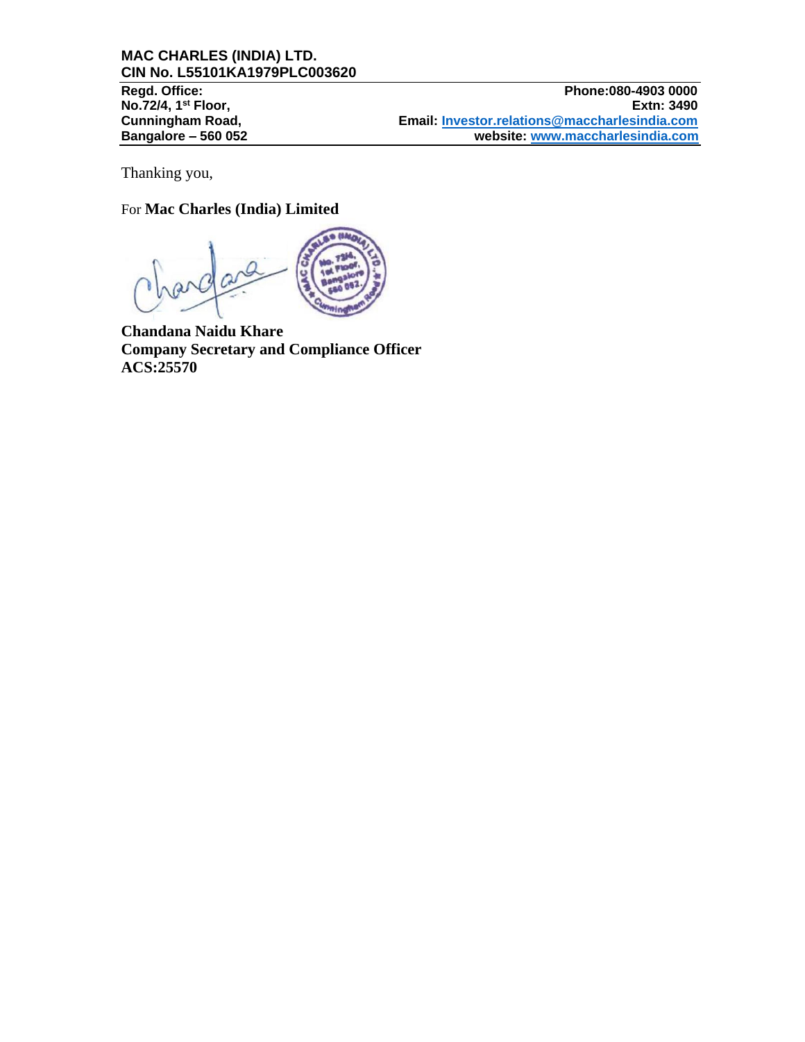Thanking you,

For **Mac Charles (India) Limited**

**Chandana Naidu Khare**
**Company Secretary and Compliance Officer**
**ACS:25570**